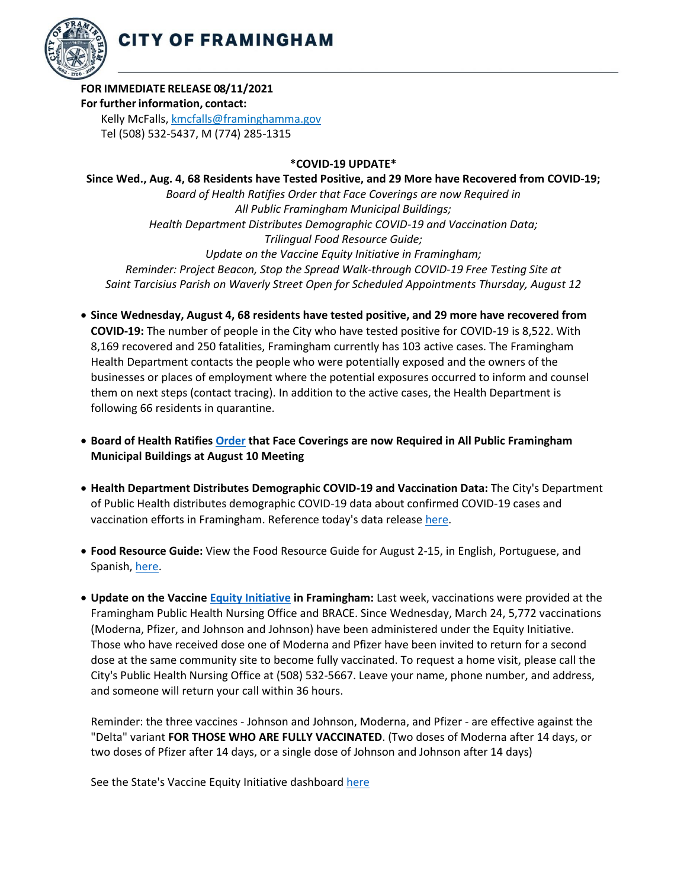# CITY OF FRAMINGHAM

**FOR IMMEDIATE RELEASE 08/11/2021**
**For further information, contact:**
Kelly McFalls, kmcfalls@framinghamma.gov
Tel (508) 532-5437, M (774) 285-1315

**\*COVID-19 UPDATE\***

**Since Wed., Aug. 4, 68 Residents have Tested Positive, and 29 More have Recovered from COVID-19;**
*Board of Health Ratifies Order that Face Coverings are now Required in All Public Framingham Municipal Buildings;*
*Health Department Distributes Demographic COVID-19 and Vaccination Data;*
*Trilingual Food Resource Guide;*
*Update on the Vaccine Equity Initiative in Framingham;*
*Reminder: Project Beacon, Stop the Spread Walk-through COVID-19 Free Testing Site at Saint Tarcisius Parish on Waverly Street Open for Scheduled Appointments Thursday, August 12*

- **Since Wednesday, August 4, 68 residents have tested positive, and 29 more have recovered from COVID-19:** The number of people in the City who have tested positive for COVID-19 is 8,522. With 8,169 recovered and 250 fatalities, Framingham currently has 103 active cases. The Framingham Health Department contacts the people who were potentially exposed and the owners of the businesses or places of employment where the potential exposures occurred to inform and counsel them on next steps (contact tracing). In addition to the active cases, the Health Department is following 66 residents in quarantine.

- **Board of Health Ratifies Order that Face Coverings are now Required in All Public Framingham Municipal Buildings at August 10 Meeting**

- **Health Department Distributes Demographic COVID-19 and Vaccination Data:** The City's Department of Public Health distributes demographic COVID-19 data about confirmed COVID-19 cases and vaccination efforts in Framingham. Reference today's data release here.

- **Food Resource Guide:** View the Food Resource Guide for August 2-15, in English, Portuguese, and Spanish, here.

- **Update on the Vaccine Equity Initiative in Framingham:** Last week, vaccinations were provided at the Framingham Public Health Nursing Office and BRACE. Since Wednesday, March 24, 5,772 vaccinations (Moderna, Pfizer, and Johnson and Johnson) have been administered under the Equity Initiative. Those who have received dose one of Moderna and Pfizer have been invited to return for a second dose at the same community site to become fully vaccinated. To request a home visit, please call the City's Public Health Nursing Office at (508) 532-5667. Leave your name, phone number, and address, and someone will return your call within 36 hours.

  Reminder: the three vaccines - Johnson and Johnson, Moderna, and Pfizer - are effective against the "Delta" variant **FOR THOSE WHO ARE FULLY VACCINATED**. (Two doses of Moderna after 14 days, or two doses of Pfizer after 14 days, or a single dose of Johnson and Johnson after 14 days)

  See the State's Vaccine Equity Initiative dashboard here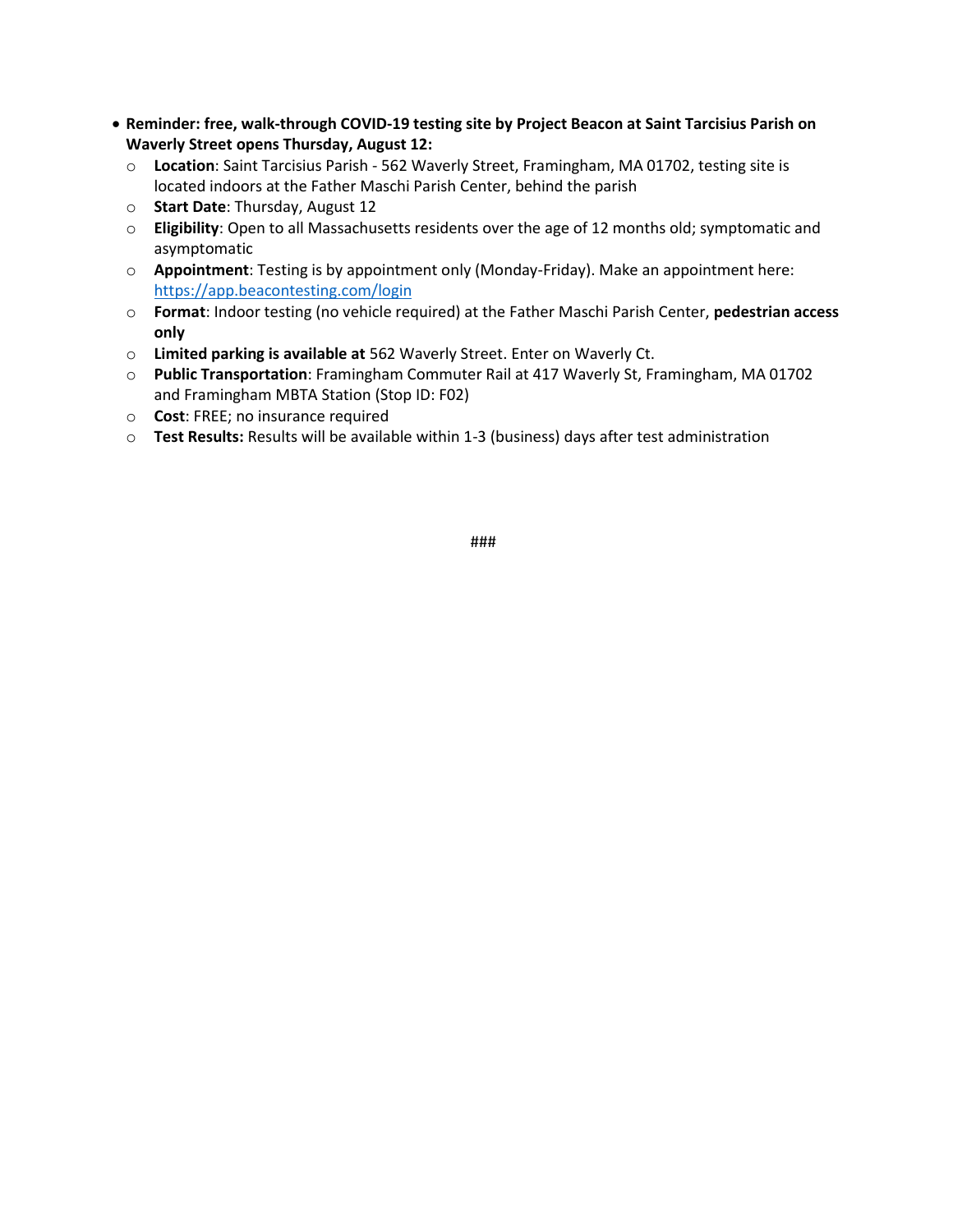- **Reminder: free, walk-through COVID-19 testing site by Project Beacon at Saint Tarcisius Parish on Waverly Street opens Thursday, August 12:**
  - **Location**: Saint Tarcisius Parish - 562 Waverly Street, Framingham, MA 01702, testing site is located indoors at the Father Maschi Parish Center, behind the parish
  - **Start Date**: Thursday, August 12
  - **Eligibility**: Open to all Massachusetts residents over the age of 12 months old; symptomatic and asymptomatic
  - **Appointment**: Testing is by appointment only (Monday-Friday). Make an appointment here: https://app.beacontesting.com/login
  - **Format**: Indoor testing (no vehicle required) at the Father Maschi Parish Center, **pedestrian access only**
  - **Limited parking is available at** 562 Waverly Street. Enter on Waverly Ct.
  - **Public Transportation**: Framingham Commuter Rail at 417 Waverly St, Framingham, MA 01702 and Framingham MBTA Station (Stop ID: F02)
  - **Cost**: FREE; no insurance required
  - **Test Results:** Results will be available within 1-3 (business) days after test administration

###